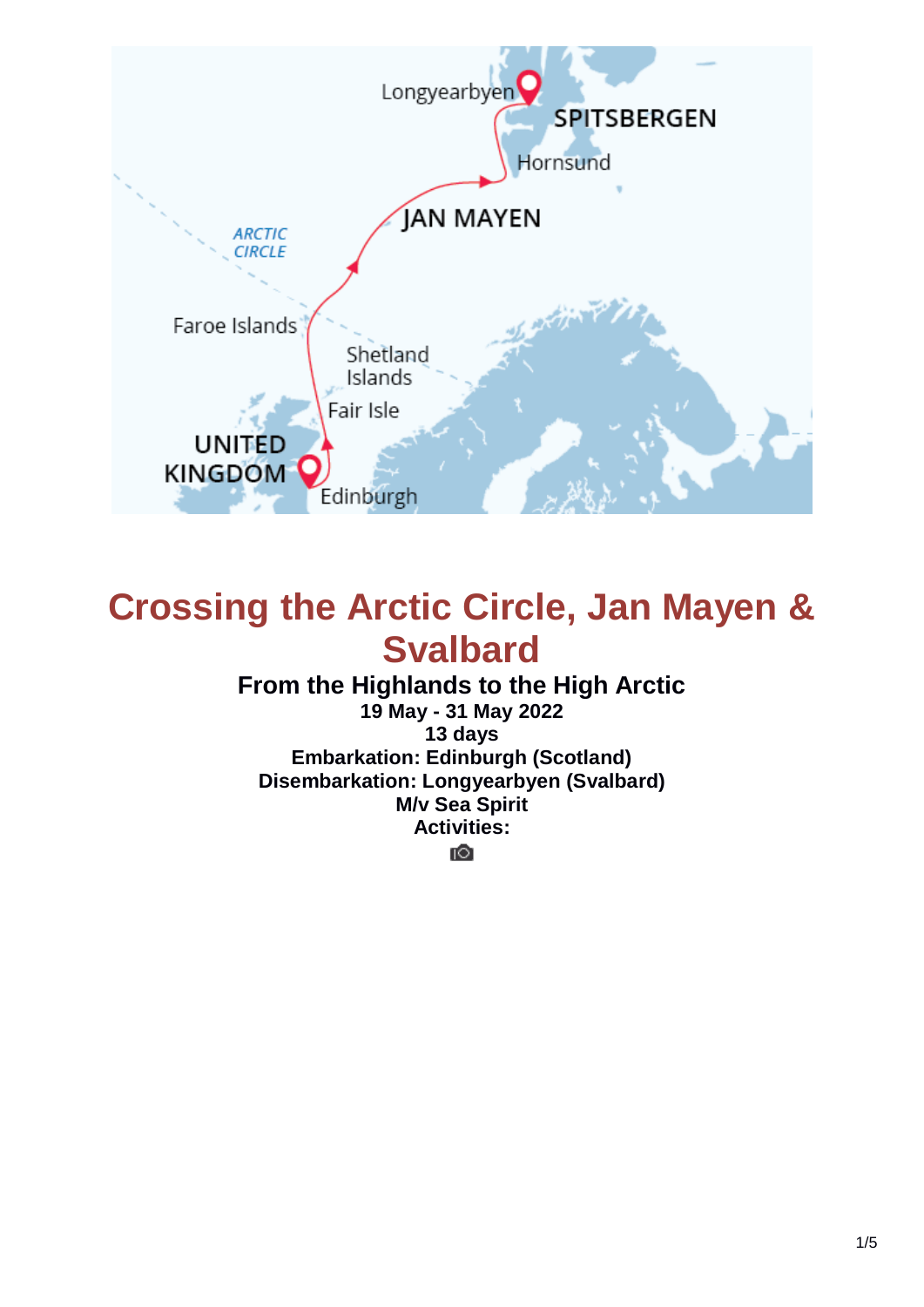# Crossing the Arctic Circle, Jan Mayen & Svalbard

**From the Highlands to the High Arctic**

**19 May - 31 May 2022**

**13 days**

**Embarkation: Edinburgh (Scotland)**

**Disembarkation: Longyearbyen (Svalbard)**

**M/v Sea Spirit**

**Activities:**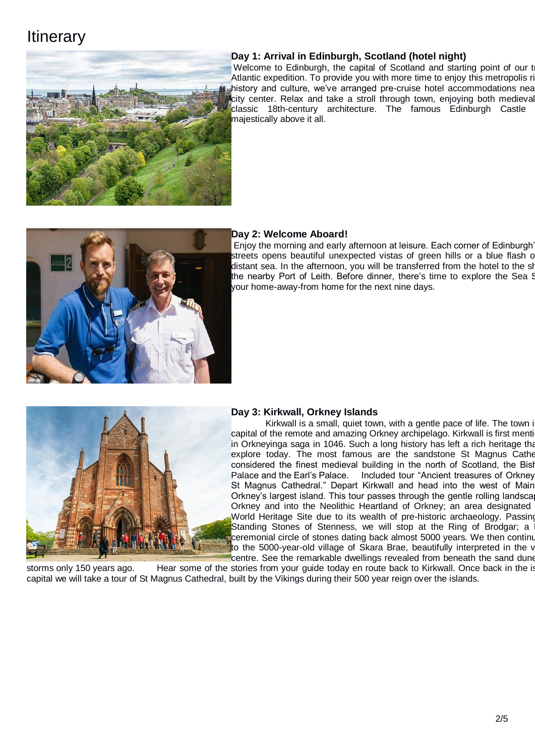# Itinerary

### Day 1: Arrival in Edinburgh, Scotland (hotel night)

Welcome to Edinburgh, the capital of Scotland and starting point of our t Atlantic expedition. To provide you with more time to enjoy this metropolis ri history and culture, we've arranged pre-cruise hotel accommodations nea city center. Relax and take a stroll through town, enjoying both medieval classic 18th-century architecture. The famous Edinburgh Castle majestically above it all.

### Day 2: Welcome Aboard!

Enjoy the morning and early afternoon at leisure. Each corner of Edinburgh' streets opens beautiful unexpected vistas of green hills or a blue flash o distant sea. In the afternoon, you will be transferred from the hotel to the sh the nearby Port of Leith. Before dinner, there's time to explore the Sea S your home-away-from home for the next nine days.

### Day 3: Kirkwall, Orkney Islands

Kirkwall is a small, quiet town, with a gentle pace of life. The town i capital of the remote and amazing Orkney archipelago. Kirkwall is first menti in Orkneyinga saga in 1046. Such a long history has left a rich heritage tha explore today. The most famous are the sandstone St Magnus Cathe considered the finest medieval building in the north of Scotland, the Bish Palace and the Earl's Palace. Included tour "Ancient treasures of Orkney St Magnus Cathedral." Depart Kirkwall and head into the west of Main Orkney's largest island. This tour passes through the gentle rolling landsca Orkney and into the Neolithic Heartland of Orkney; an area designated World Heritage Site due to its wealth of pre-historic archaeology. Passing Standing Stones of Stenness, we will stop at the Ring of Brodgar; a ceremonial circle of stones dating back almost 5000 years. We then continu to the 5000-year-old village of Skara Brae, beautifully interpreted in the v centre. See the remarkable dwellings revealed from beneath the sand dune storms only 150 years ago. Hear some of the stories from your guide today en route back to Kirkwall. Once back in the is capital we will take a tour of St Magnus Cathedral, built by the Vikings during their 500 year reign over the islands.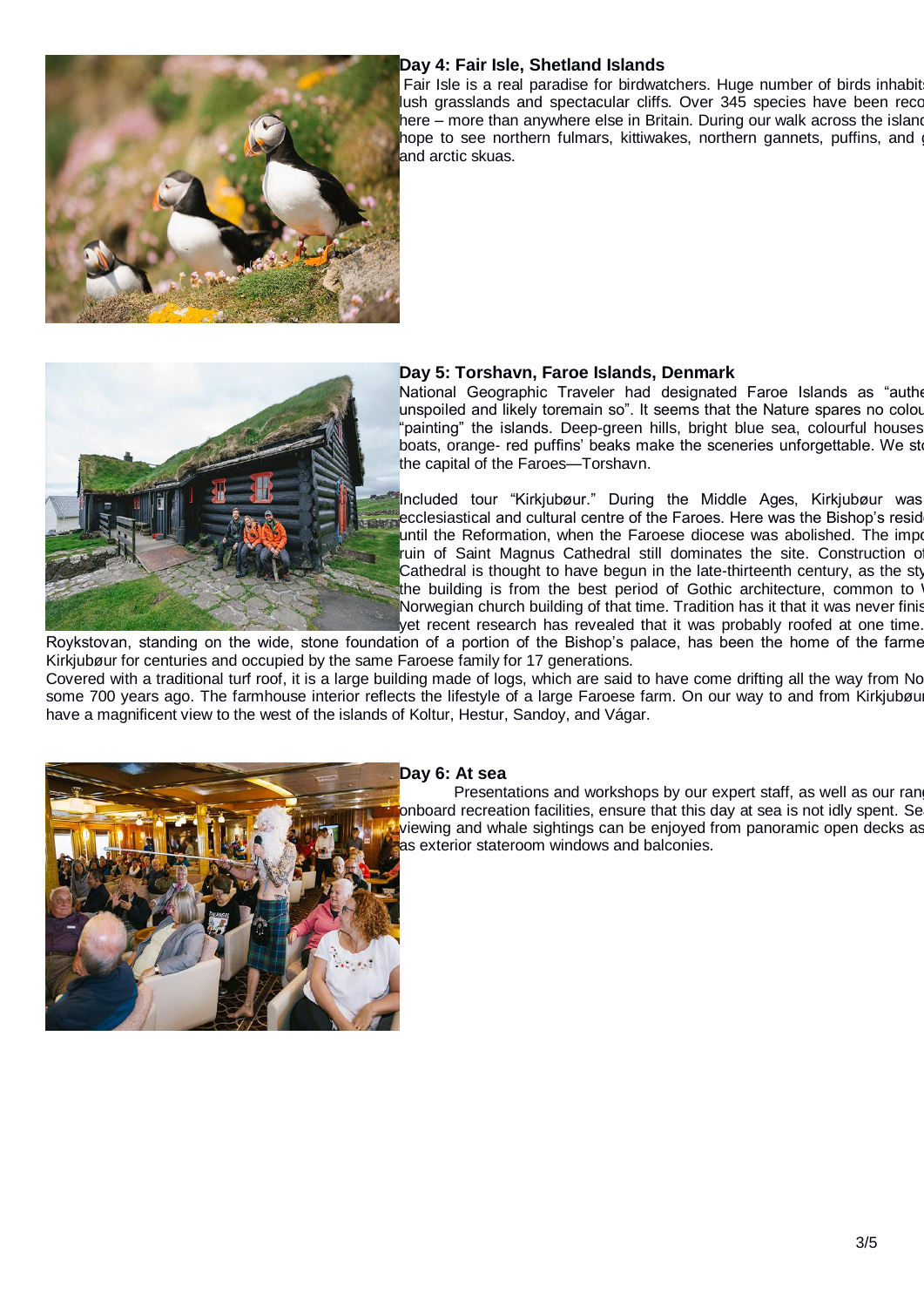## Day 4: Fair Isle, Shetland Islands

Fair Isle is a real paradise for birdwatchers. Huge number of birds inhabit lush grasslands and spectacular cliffs. Over 345 species have been reco here – more than anywhere else in Britain. During our walk across the island hope to see northern fulmars, kittiwakes, northern gannets, puffins, and and arctic skuas.

## Day 5: Torshavn, Faroe Islands, Denmark

National Geographic Traveler had designated Faroe Islands as "authe unspoiled and likely toremain so". It seems that the Nature spares no colou "painting" the islands. Deep-green hills, bright blue sea, colourful houses boats, orange- red puffins' beaks make the sceneries unforgettable. We sto the capital of the Faroes—Torshavn.

Included tour "Kirkjubøur." During the Middle Ages, Kirkjubøur was ecclesiastical and cultural centre of the Faroes. Here was the Bishop's reside until the Reformation, when the Faroese diocese was abolished. The impo ruin of Saint Magnus Cathedral still dominates the site. Construction of Cathedral is thought to have begun in the late-thirteenth century, as the sty the building is from the best period of Gothic architecture, common to Norwegian church building of that time. Tradition has it that it was never finis yet recent research has revealed that it was probably roofed at one time. Roykstovan, standing on the wide, stone foundation of a portion of the Bishop's palace, has been the home of the farme Kirkjubøur for centuries and occupied by the same Faroese family for 17 generations.

Covered with a traditional turf roof, it is a large building made of logs, which are said to have come drifting all the way from No some 700 years ago. The farmhouse interior reflects the lifestyle of a large Faroese farm. On our way to and from Kirkjubøur have a magnificent view to the west of the islands of Koltur, Hestur, Sandoy, and Vágar.

## Day 6: At sea

Presentations and workshops by our expert staff, as well as our rang onboard recreation facilities, ensure that this day at sea is not idly spent. Sea viewing and whale sightings can be enjoyed from panoramic open decks as as exterior stateroom windows and balconies.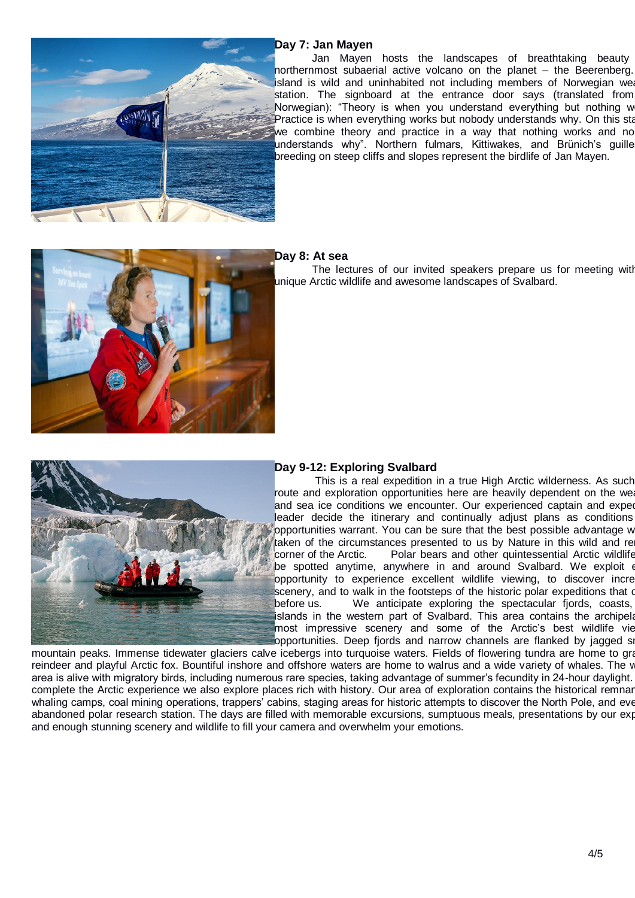## Day 7: Jan Mayen

Jan Mayen hosts the landscapes of breathtaking beauty northernmost subaerial active volcano on the planet – the Beerenberg. island is wild and uninhabited not including members of Norwegian wea station. The signboard at the entrance door says (translated from Norwegian): "Theory is when you understand everything but nothing w Practice is when everything works but nobody understands why. On this sta we combine theory and practice in a way that nothing works and no understands why". Northern fulmars, Kittiwakes, and Brünich's guille breeding on steep cliffs and slopes represent the birdlife of Jan Mayen.

## Day 8: At sea

The lectures of our invited speakers prepare us for meeting with unique Arctic wildlife and awesome landscapes of Svalbard.

## Day 9-12: Exploring Svalbard

This is a real expedition in a true High Arctic wilderness. As such route and exploration opportunities here are heavily dependent on the wea and sea ice conditions we encounter. Our experienced captain and exped leader decide the itinerary and continually adjust plans as conditions opportunities warrant. You can be sure that the best possible advantage w taken of the circumstances presented to us by Nature in this wild and re corner of the Arctic. Polar bears and other quintessential Arctic wildlife be spotted anytime, anywhere in and around Svalbard. We exploit e opportunity to experience excellent wildlife viewing, to discover incre scenery, and to walk in the footsteps of the historic polar expeditions that c before us. We anticipate exploring the spectacular fjords, coasts, islands in the western part of Svalbard. This area contains the archipela most impressive scenery and some of the Arctic's best wildlife vie opportunities. Deep fjords and narrow channels are flanked by jagged sn mountain peaks. Immense tidewater glaciers calve icebergs into turquoise waters. Fields of flowering tundra are home to gra reindeer and playful Arctic fox. Bountiful inshore and offshore waters are home to walrus and a wide variety of whales. The w area is alive with migratory birds, including numerous rare species, taking advantage of summer's fecundity in 24-hour daylight. complete the Arctic experience we also explore places rich with history. Our area of exploration contains the historical remnar whaling camps, coal mining operations, trappers' cabins, staging areas for historic attempts to discover the North Pole, and eve abandoned polar research station. The days are filled with memorable excursions, sumptuous meals, presentations by our exp and enough stunning scenery and wildlife to fill your camera and overwhelm your emotions.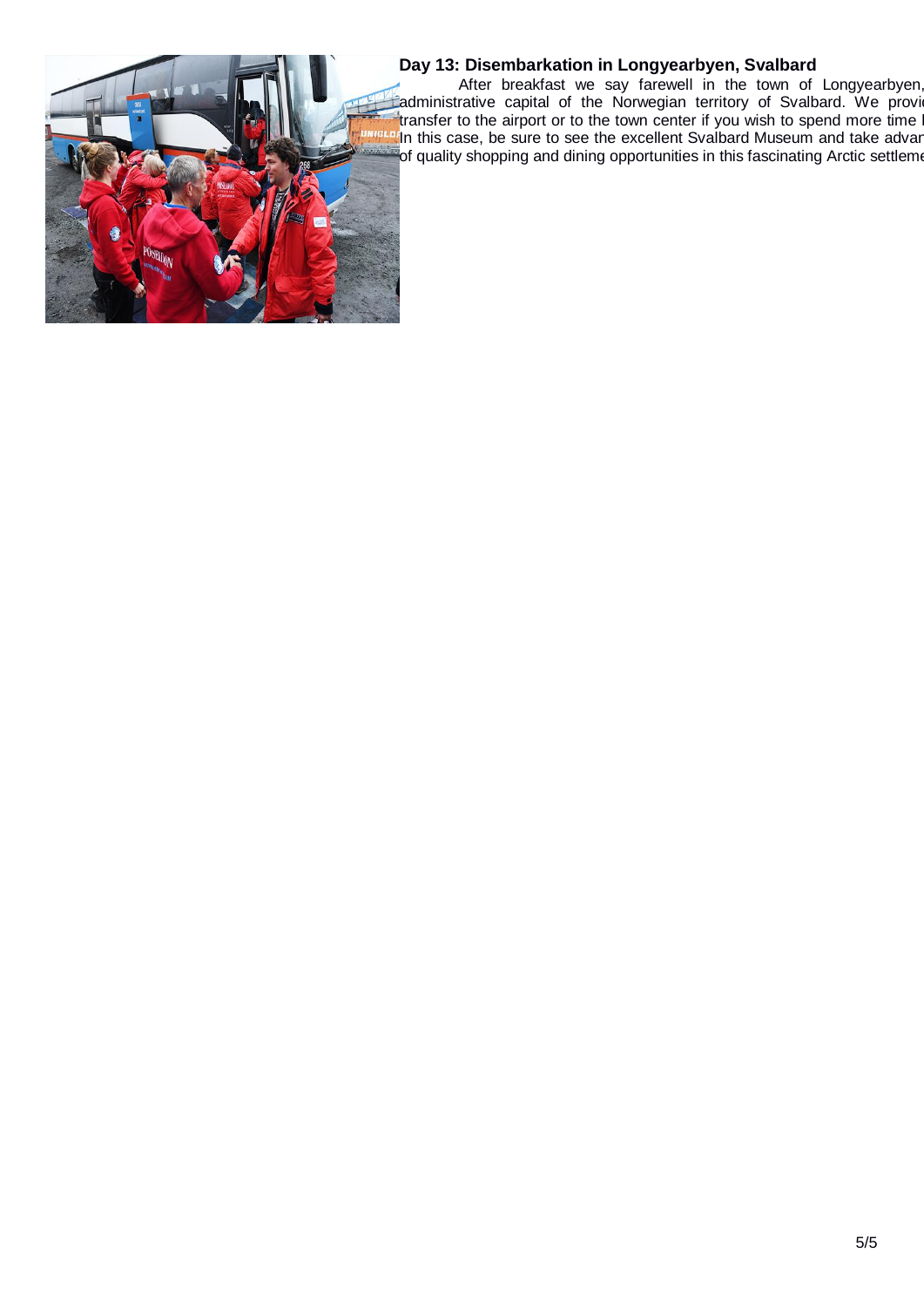## Day 13: Disembarkation in Longyearbyen, Svalbard

After breakfast we say farewell in the town of Longyearbyen, administrative capital of the Norwegian territory of Svalbard. We provi transfer to the airport or to the town center if you wish to spend more time l In this case, be sure to see the excellent Svalbard Museum and take advar of quality shopping and dining opportunities in this fascinating Arctic settleme